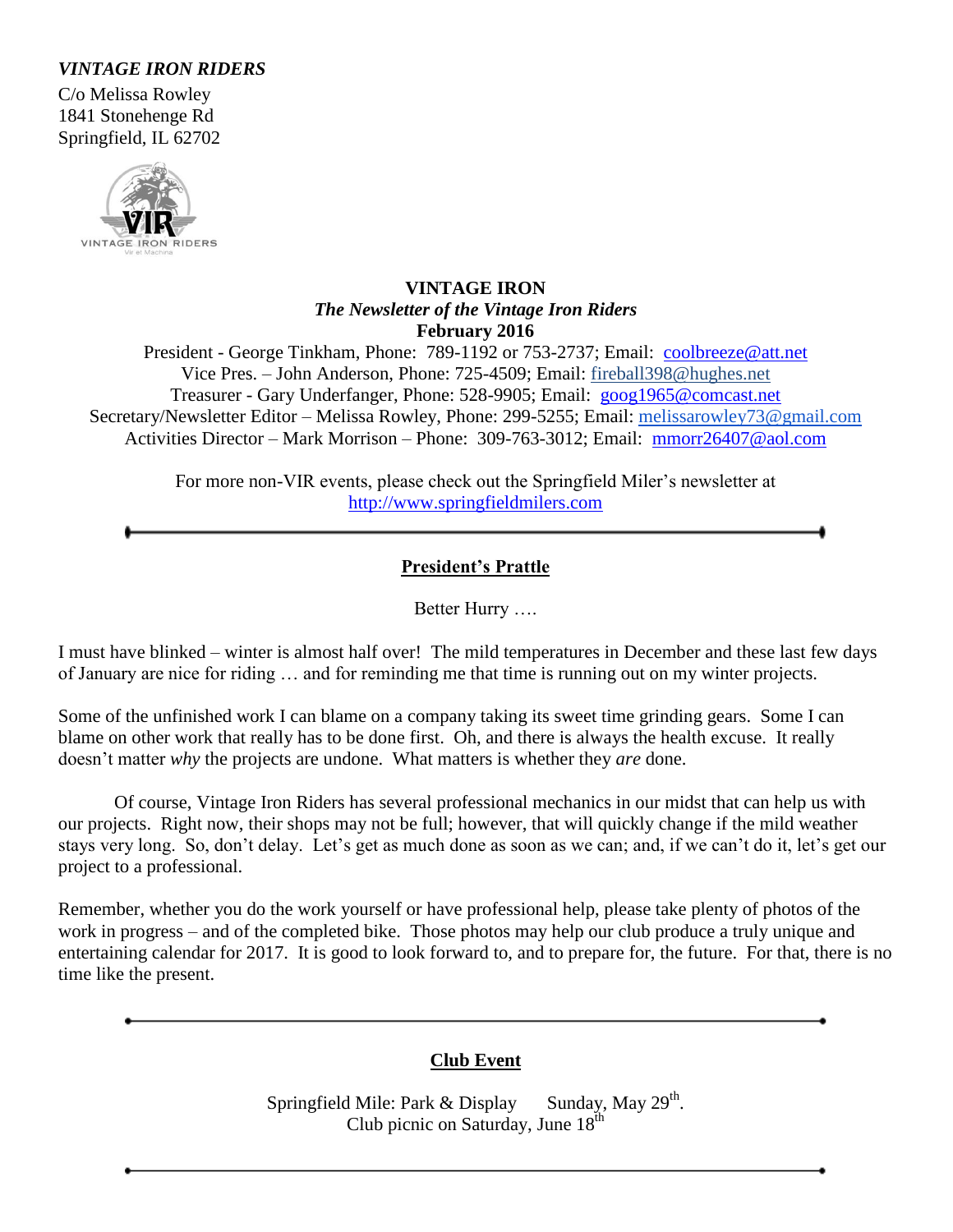***VINTAGE IRON RIDERS***

C/o Melissa Rowley
1841 Stonehenge Rd
Springfield, IL 62702

**VINTAGE IRON**
***The Newsletter of the Vintage Iron Riders***
**February 2016**

President - George Tinkham, Phone: 789-1192 or 753-2737; Email: coolbreeze@att.net
Vice Pres. – John Anderson, Phone: 725-4509; Email: fireball398@hughes.net
Treasurer - Gary Underfanger, Phone: 528-9905; Email: goog1965@comcast.net
Secretary/Newsletter Editor – Melissa Rowley, Phone: 299-5255; Email: melissarowley73@gmail.com
Activities Director – Mark Morrison – Phone: 309-763-3012; Email: mmorr26407@aol.com

For more non-VIR events, please check out the Springfield Miler's newsletter at http://www.springfieldmilers.com

---

## President's Prattle

Better Hurry ….

I must have blinked – winter is almost half over! The mild temperatures in December and these last few days of January are nice for riding … and for reminding me that time is running out on my winter projects.

Some of the unfinished work I can blame on a company taking its sweet time grinding gears. Some I can blame on other work that really has to be done first. Oh, and there is always the health excuse. It really doesn't matter *why* the projects are undone. What matters is whether they *are* done.

Of course, Vintage Iron Riders has several professional mechanics in our midst that can help us with our projects. Right now, their shops may not be full; however, that will quickly change if the mild weather stays very long. So, don't delay. Let's get as much done as soon as we can; and, if we can't do it, let's get our project to a professional.

Remember, whether you do the work yourself or have professional help, please take plenty of photos of the work in progress – and of the completed bike. Those photos may help our club produce a truly unique and entertaining calendar for 2017. It is good to look forward to, and to prepare for, the future. For that, there is no time like the present.

---

## Club Event

Springfield Mile: Park & Display Sunday, May 29th.
Club picnic on Saturday, June 18th

---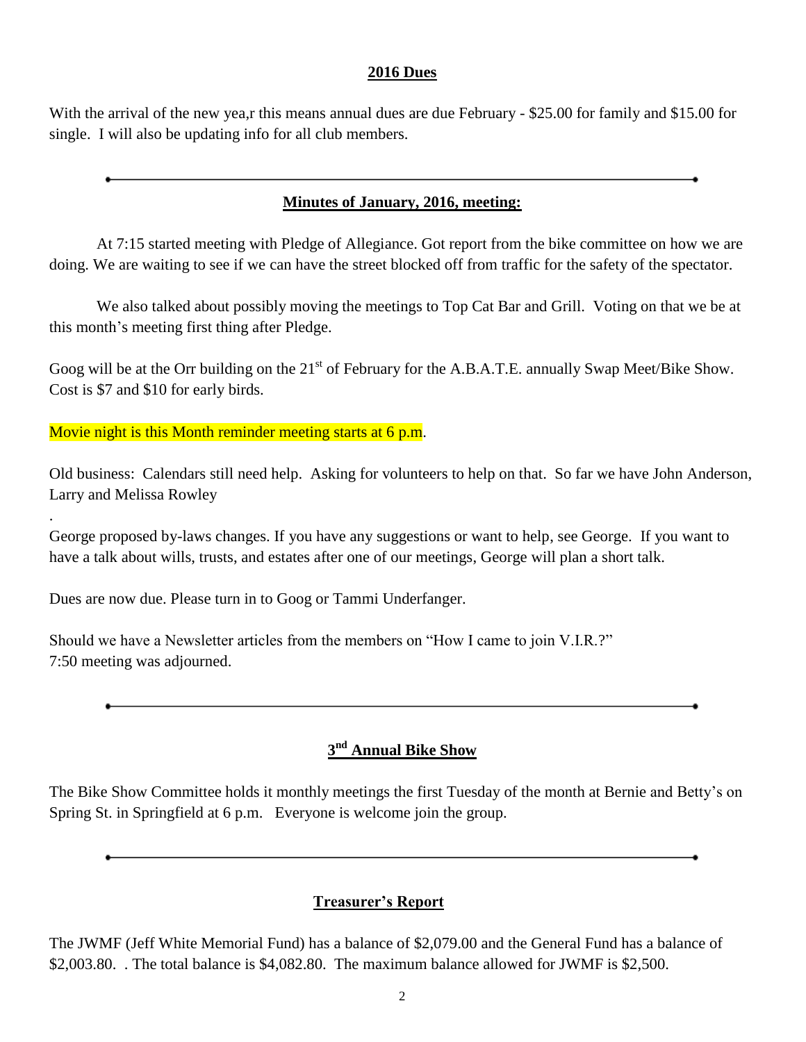## 2016 Dues

With the arrival of the new yea,r this means annual dues are due February - $25.00 for family and $15.00 for single. I will also be updating info for all club members.

---

## Minutes of January, 2016, meeting:

At 7:15 started meeting with Pledge of Allegiance. Got report from the bike committee on how we are doing. We are waiting to see if we can have the street blocked off from traffic for the safety of the spectator.

We also talked about possibly moving the meetings to Top Cat Bar and Grill. Voting on that we be at this month's meeting first thing after Pledge.

Goog will be at the Orr building on the 21st of February for the A.B.A.T.E. annually Swap Meet/Bike Show. Cost is $7 and $10 for early birds.

Movie night is this Month reminder meeting starts at 6 p.m.

Old business: Calendars still need help. Asking for volunteers to help on that. So far we have John Anderson, Larry and Melissa Rowley

.

George proposed by-laws changes. If you have any suggestions or want to help, see George. If you want to have a talk about wills, trusts, and estates after one of our meetings, George will plan a short talk.

Dues are now due. Please turn in to Goog or Tammi Underfanger.

Should we have a Newsletter articles from the members on "How I came to join V.I.R.?"
7:50 meeting was adjourned.

---

## 3nd Annual Bike Show

The Bike Show Committee holds it monthly meetings the first Tuesday of the month at Bernie and Betty's on Spring St. in Springfield at 6 p.m. Everyone is welcome join the group.

---

## Treasurer's Report

The JWMF (Jeff White Memorial Fund) has a balance of $2,079.00 and the General Fund has a balance of $2,003.80. . The total balance is $4,082.80. The maximum balance allowed for JWMF is $2,500.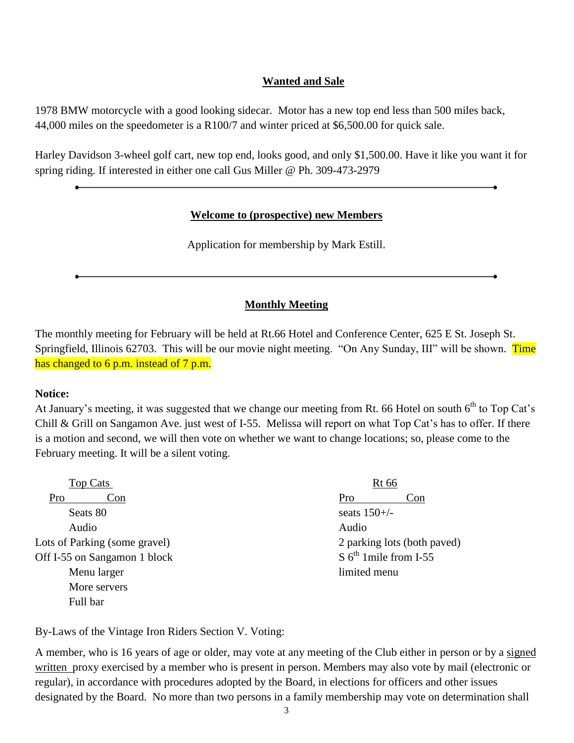## Wanted and Sale

1978 BMW motorcycle with a good looking sidecar. Motor has a new top end less than 500 miles back, 44,000 miles on the speedometer is a R100/7 and winter priced at $6,500.00 for quick sale.

Harley Davidson 3-wheel golf cart, new top end, looks good, and only $1,500.00. Have it like you want it for spring riding. If interested in either one call Gus Miller @ Ph. 309-473-2979

---

## Welcome to (prospective) new Members

Application for membership by Mark Estill.

---

## Monthly Meeting

The monthly meeting for February will be held at Rt.66 Hotel and Conference Center, 625 E St. Joseph St. Springfield, Illinois 62703. This will be our movie night meeting. "On Any Sunday, III" will be shown. Time has changed to 6 p.m. instead of 7 p.m.

**Notice:**
At January's meeting, it was suggested that we change our meeting from Rt. 66 Hotel on south 6th to Top Cat's Chill & Grill on Sangamon Ave. just west of I-55. Melissa will report on what Top Cat's has to offer. If there is a motion and second, we will then vote on whether we want to change locations; so, please come to the February meeting. It will be a silent voting.

| Top Cats | | Rt 66 | |
|---|---|---|---|
| Pro | Con | Pro | Con |
| Seats 80 | | seats 150+/- | |
| Audio | | Audio | |
| Lots of Parking (some gravel) | | 2 parking lots (both paved) | |
| Off I-55 on Sangamon 1 block | | S 6th 1mile from I-55 | |
| Menu larger | | limited menu | |
| More servers | | | |
| Full bar | | | |

By-Laws of the Vintage Iron Riders Section V. Voting:

A member, who is 16 years of age or older, may vote at any meeting of the Club either in person or by a signed written proxy exercised by a member who is present in person. Members may also vote by mail (electronic or regular), in accordance with procedures adopted by the Board, in elections for officers and other issues designated by the Board. No more than two persons in a family membership may vote on determination shall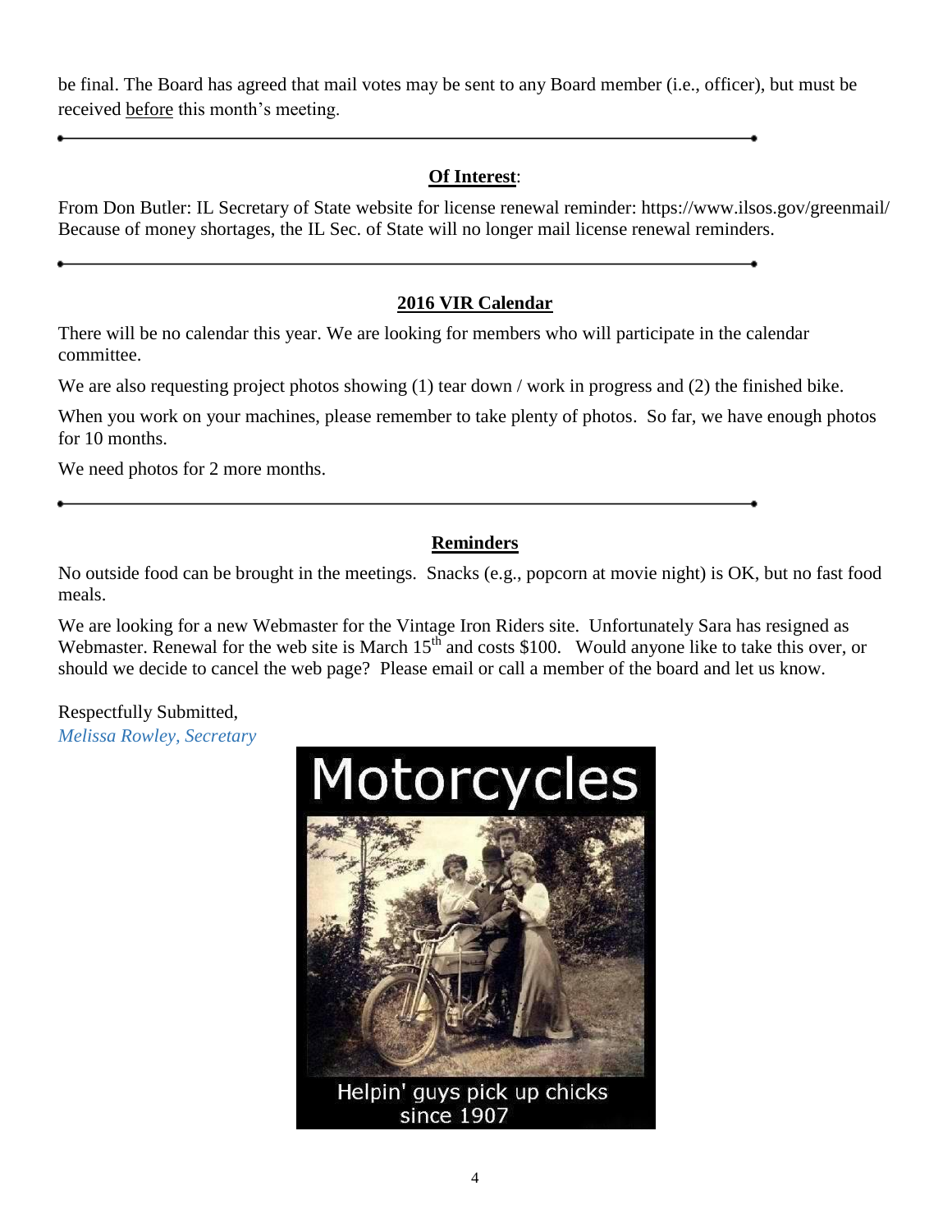be final. The Board has agreed that mail votes may be sent to any Board member (i.e., officer), but must be received before this month's meeting.

---

## **Of Interest**:

From Don Butler: IL Secretary of State website for license renewal reminder: https://www.ilsos.gov/greenmail/ Because of money shortages, the IL Sec. of State will no longer mail license renewal reminders.

---

## **2016 VIR Calendar**

There will be no calendar this year. We are looking for members who will participate in the calendar committee.

We are also requesting project photos showing (1) tear down / work in progress and (2) the finished bike.

When you work on your machines, please remember to take plenty of photos. So far, we have enough photos for 10 months.

We need photos for 2 more months.

---

## **Reminders**

No outside food can be brought in the meetings. Snacks (e.g., popcorn at movie night) is OK, but no fast food meals.

We are looking for a new Webmaster for the Vintage Iron Riders site. Unfortunately Sara has resigned as Webmaster. Renewal for the web site is March 15th and costs $100. Would anyone like to take this over, or should we decide to cancel the web page? Please email or call a member of the board and let us know.

Respectfully Submitted,
*Melissa Rowley, Secretary*

Motorcycles

Helpin' guys pick up chicks since 1907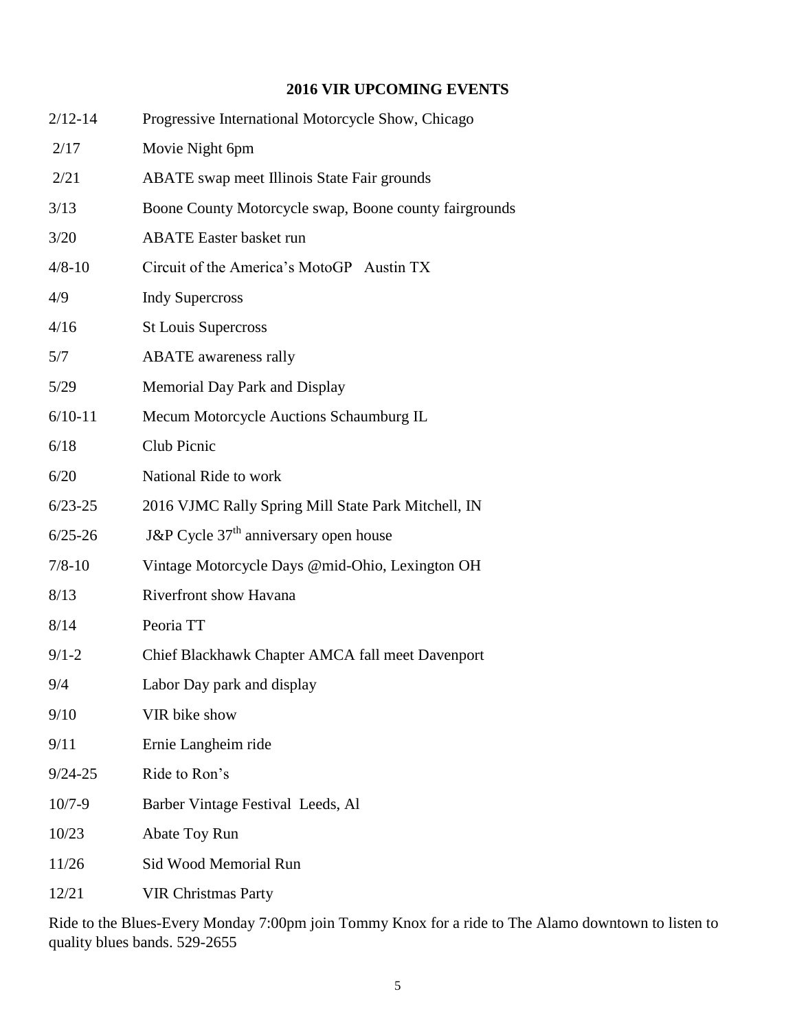## 2016 VIR UPCOMING EVENTS

| | |
|---|---|
| 2/12-14 | Progressive International Motorcycle Show, Chicago |
| 2/17 | Movie Night 6pm |
| 2/21 | ABATE swap meet Illinois State Fair grounds |
| 3/13 | Boone County Motorcycle swap, Boone county fairgrounds |
| 3/20 | ABATE Easter basket run |
| 4/8-10 | Circuit of the America's MotoGP Austin TX |
| 4/9 | Indy Supercross |
| 4/16 | St Louis Supercross |
| 5/7 | ABATE awareness rally |
| 5/29 | Memorial Day Park and Display |
| 6/10-11 | Mecum Motorcycle Auctions Schaumburg IL |
| 6/18 | Club Picnic |
| 6/20 | National Ride to work |
| 6/23-25 | 2016 VJMC Rally Spring Mill State Park Mitchell, IN |
| 6/25-26 | J&P Cycle 37th anniversary open house |
| 7/8-10 | Vintage Motorcycle Days @mid-Ohio, Lexington OH |
| 8/13 | Riverfront show Havana |
| 8/14 | Peoria TT |
| 9/1-2 | Chief Blackhawk Chapter AMCA fall meet Davenport |
| 9/4 | Labor Day park and display |
| 9/10 | VIR bike show |
| 9/11 | Ernie Langheim ride |
| 9/24-25 | Ride to Ron's |
| 10/7-9 | Barber Vintage Festival Leeds, Al |
| 10/23 | Abate Toy Run |
| 11/26 | Sid Wood Memorial Run |
| 12/21 | VIR Christmas Party |

Ride to the Blues-Every Monday 7:00pm join Tommy Knox for a ride to The Alamo downtown to listen to quality blues bands. 529-2655